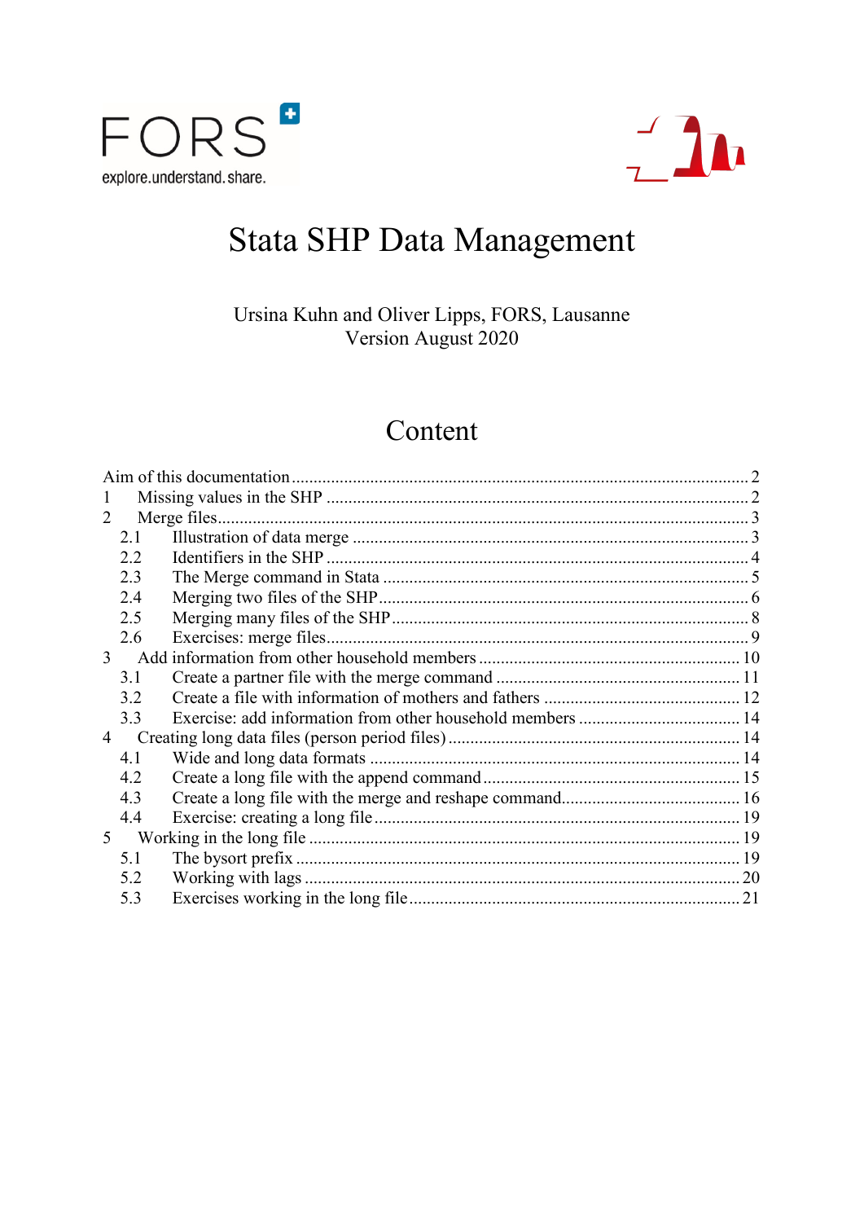FORS

explore.understand.share.

# Stata SHP Data Management

Ursina Kuhn and Oliver Lipps, FORS, Lausanne
Version August 2020

## Content

- Aim of this documentation ..... 2
- 1 Missing values in the SHP ..... 2
- 2 Merge files ..... 3
  - 2.1 Illustration of data merge ..... 3
  - 2.2 Identifiers in the SHP ..... 4
  - 2.3 The Merge command in Stata ..... 5
  - 2.4 Merging two files of the SHP ..... 6
  - 2.5 Merging many files of the SHP ..... 8
  - 2.6 Exercises: merge files ..... 9
- 3 Add information from other household members ..... 10
  - 3.1 Create a partner file with the merge command ..... 11
  - 3.2 Create a file with information of mothers and fathers ..... 12
  - 3.3 Exercise: add information from other household members ..... 14
- 4 Creating long data files (person period files) ..... 14
  - 4.1 Wide and long data formats ..... 14
  - 4.2 Create a long file with the append command ..... 15
  - 4.3 Create a long file with the merge and reshape command ..... 16
  - 4.4 Exercise: creating a long file ..... 19
- 5 Working in the long file ..... 19
  - 5.1 The bysort prefix ..... 19
  - 5.2 Working with lags ..... 20
  - 5.3 Exercises working in the long file ..... 21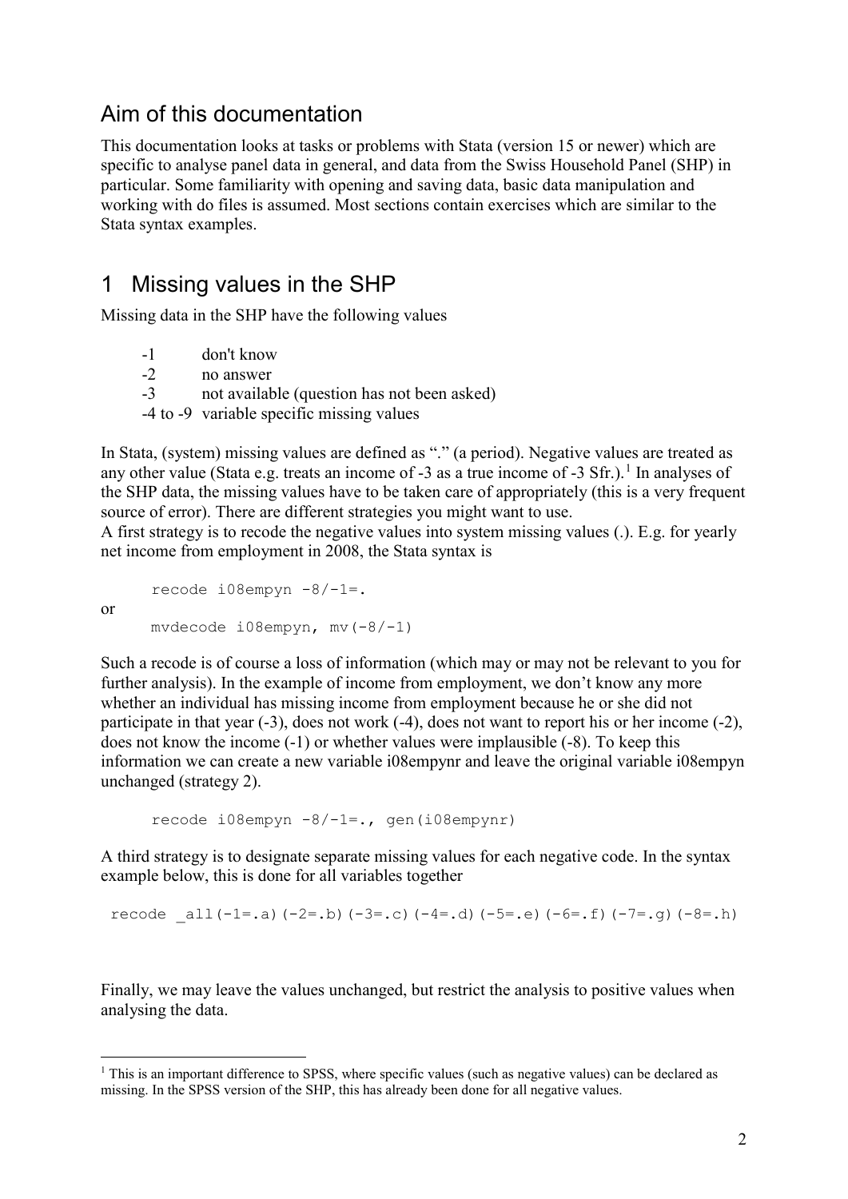## Aim of this documentation

This documentation looks at tasks or problems with Stata (version 15 or newer) which are specific to analyse panel data in general, and data from the Swiss Household Panel (SHP) in particular. Some familiarity with opening and saving data, basic data manipulation and working with do files is assumed. Most sections contain exercises which are similar to the Stata syntax examples.

# 1 Missing values in the SHP

Missing data in the SHP have the following values

- -1 don't know
- -2 no answer
- -3 not available (question has not been asked)
- -4 to -9 variable specific missing values

In Stata, (system) missing values are defined as "." (a period). Negative values are treated as any other value (Stata e.g. treats an income of -3 as a true income of -3 Sfr.).[1] In analyses of the SHP data, the missing values have to be taken care of appropriately (this is a very frequent source of error). There are different strategies you might want to use.
A first strategy is to recode the negative values into system missing values (.). E.g. for yearly net income from employment in 2008, the Stata syntax is

```
recode i08empyn -8/-1=.
```

or

```
mvdecode i08empyn, mv(-8/-1)
```

Such a recode is of course a loss of information (which may or may not be relevant to you for further analysis). In the example of income from employment, we don't know any more whether an individual has missing income from employment because he or she did not participate in that year (-3), does not work (-4), does not want to report his or her income (-2), does not know the income (-1) or whether values were implausible (-8). To keep this information we can create a new variable i08empynr and leave the original variable i08empyn unchanged (strategy 2).

```
recode i08empyn -8/-1=., gen(i08empynr)
```

A third strategy is to designate separate missing values for each negative code. In the syntax example below, this is done for all variables together

```
recode _all(-1=.a)(-2=.b)(-3=.c)(-4=.d)(-5=.e)(-6=.f)(-7=.g)(-8=.h)
```

Finally, we may leave the values unchanged, but restrict the analysis to positive values when analysing the data.

[1] This is an important difference to SPSS, where specific values (such as negative values) can be declared as missing. In the SPSS version of the SHP, this has already been done for all negative values.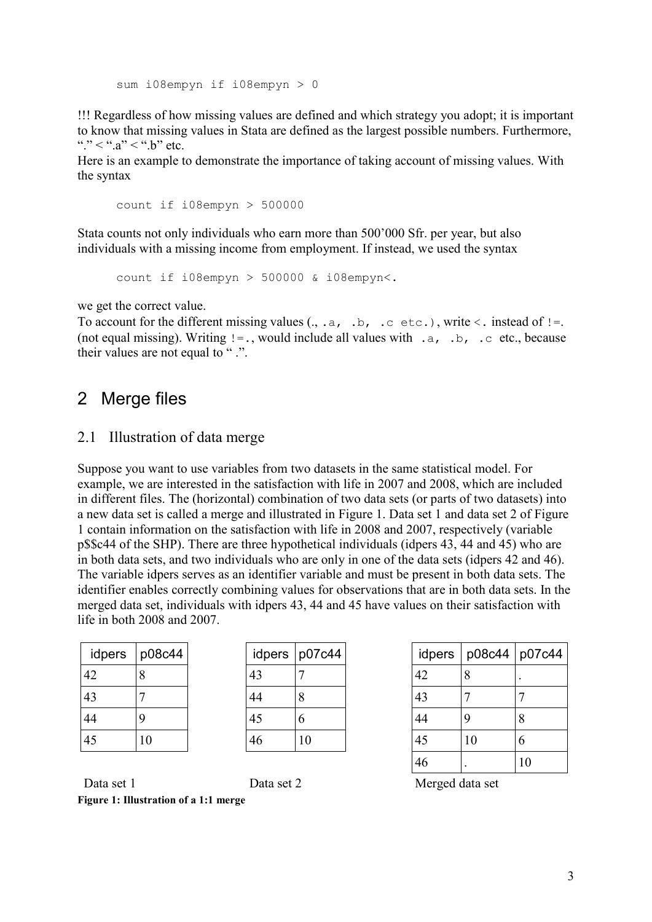```
sum i08empyn if i08empyn > 0
```

!!! Regardless of how missing values are defined and which strategy you adopt; it is important to know that missing values in Stata are defined as the largest possible numbers. Furthermore, "." < ".a" < ".b" etc.
Here is an example to demonstrate the importance of taking account of missing values. With the syntax

```
count if i08empyn > 500000
```

Stata counts not only individuals who earn more than 500'000 Sfr. per year, but also individuals with a missing income from employment. If instead, we used the syntax

```
count if i08empyn > 500000 & i08empyn<.
```

we get the correct value.
To account for the different missing values (., `.a, .b, .c etc.`), write `<.` instead of `!=.` (not equal missing). Writing `!=.`, would include all values with `.a, .b, .c` etc., because their values are not equal to " .".

# 2 Merge files

## 2.1 Illustration of data merge

Suppose you want to use variables from two datasets in the same statistical model. For example, we are interested in the satisfaction with life in 2007 and 2008, which are included in different files. The (horizontal) combination of two data sets (or parts of two datasets) into a new data set is called a merge and illustrated in Figure 1. Data set 1 and data set 2 of Figure 1 contain information on the satisfaction with life in 2008 and 2007, respectively (variable p$$c44 of the SHP). There are three hypothetical individuals (idpers 43, 44 and 45) who are in both data sets, and two individuals who are only in one of the data sets (idpers 42 and 46). The variable idpers serves as an identifier variable and must be present in both data sets. The identifier enables correctly combining values for observations that are in both data sets. In the merged data set, individuals with idpers 43, 44 and 45 have values on their satisfaction with life in both 2008 and 2007.

Data set 1

| idpers | p08c44 |
|---|---|
| 42 | 8 |
| 43 | 7 |
| 44 | 9 |
| 45 | 10 |

Data set 2

| idpers | p07c44 |
|---|---|
| 43 | 7 |
| 44 | 8 |
| 45 | 6 |
| 46 | 10 |

Merged data set

| idpers | p08c44 | p07c44 |
|---|---|---|
| 42 | 8 | . |
| 43 | 7 | 7 |
| 44 | 9 | 8 |
| 45 | 10 | 6 |
| 46 | . | 10 |

**Figure 1: Illustration of a 1:1 merge**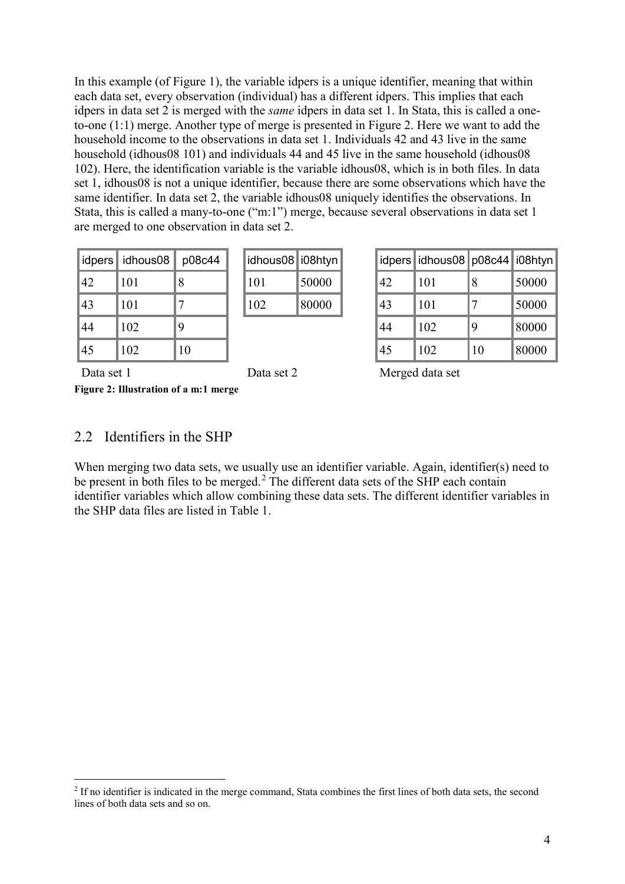In this example (of Figure 1), the variable idpers is a unique identifier, meaning that within each data set, every observation (individual) has a different idpers. This implies that each idpers in data set 2 is merged with the *same* idpers in data set 1. In Stata, this is called a one-to-one (1:1) merge. Another type of merge is presented in Figure 2. Here we want to add the household income to the observations in data set 1. Individuals 42 and 43 live in the same household (idhous08 101) and individuals 44 and 45 live in the same household (idhous08 102). Here, the identification variable is the variable idhous08, which is in both files. In data set 1, idhous08 is not a unique identifier, because there are some observations which have the same identifier. In data set 2, the variable idhous08 uniquely identifies the observations. In Stata, this is called a many-to-one ("m:1") merge, because several observations in data set 1 are merged to one observation in data set 2.

| idpers | idhous08 | p08c44 |
| --- | --- | --- |
| 42 | 101 | 8 |
| 43 | 101 | 7 |
| 44 | 102 | 9 |
| 45 | 102 | 10 |

Data set 1

| idhous08 | i08htyn |
| --- | --- |
| 101 | 50000 |
| 102 | 80000 |

Data set 2

| idpers | idhous08 | p08c44 | i08htyn |
| --- | --- | --- | --- |
| 42 | 101 | 8 | 50000 |
| 43 | 101 | 7 | 50000 |
| 44 | 102 | 9 | 80000 |
| 45 | 102 | 10 | 80000 |

Merged data set

**Figure 2: Illustration of a m:1 merge**

## 2.2 Identifiers in the SHP

When merging two data sets, we usually use an identifier variable. Again, identifier(s) need to be present in both files to be merged.[2] The different data sets of the SHP each contain identifier variables which allow combining these data sets. The different identifier variables in the SHP data files are listed in Table 1.

[2] If no identifier is indicated in the merge command, Stata combines the first lines of both data sets, the second lines of both data sets and so on.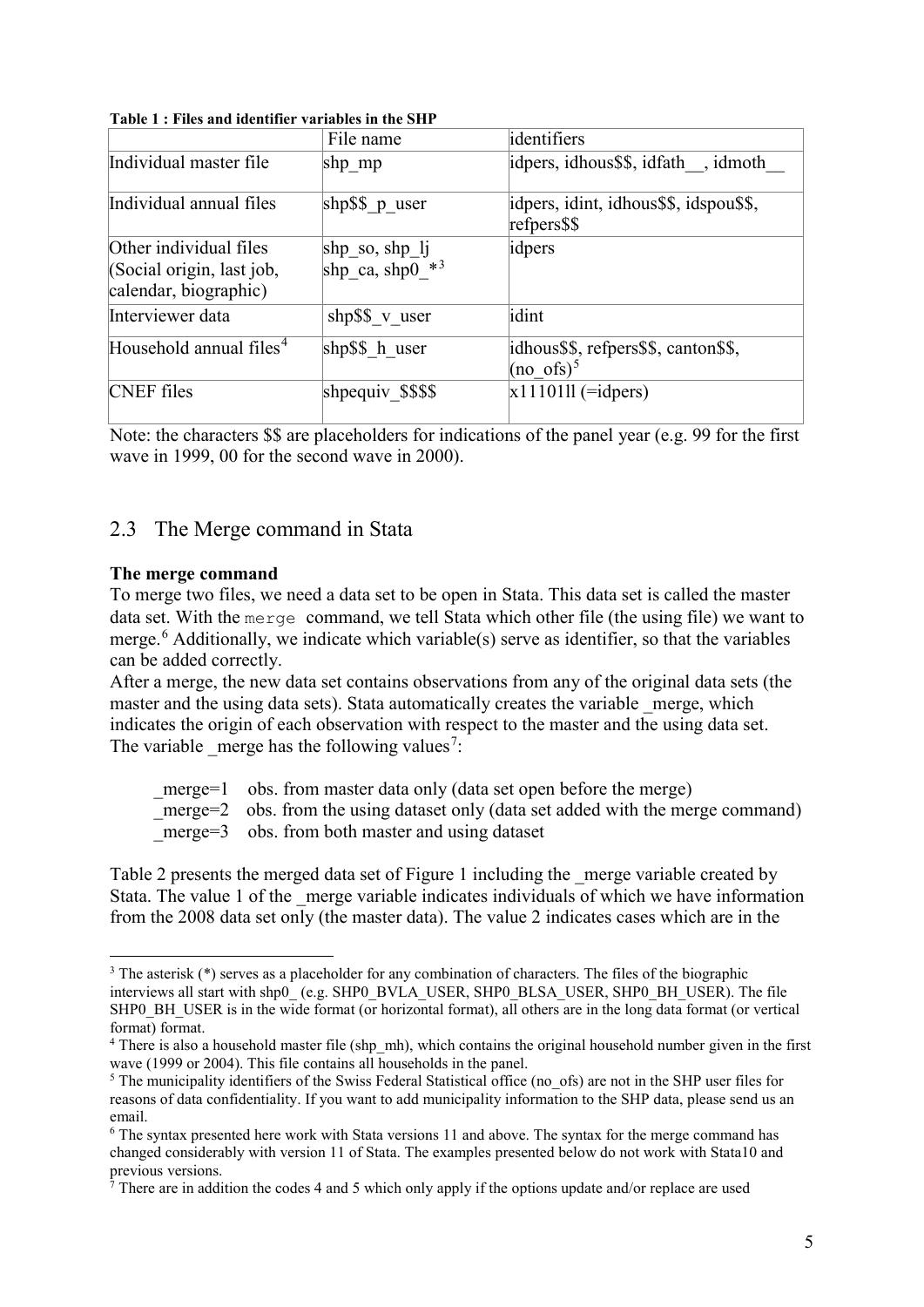**Table 1 : Files and identifier variables in the SHP**

| | File name | identifiers |
|---|---|---|
| Individual master file | shp_mp | idpers, idhous$$, idfath__, idmoth__ |
| Individual annual files | shp$$_p_user | idpers, idint, idhous$$, idspou$$, refpers$$ |
| Other individual files (Social origin, last job, calendar, biographic) | shp_so, shp_lj shp_ca, shp0_*[3] | idpers |
| Interviewer data | shp$$_v_user | idint |
| Household annual files[4] | shp$$_h_user | idhous$$, refpers$$, canton$$, (no_ofs)[5] |
| CNEF files | shpequiv_$$$$ | x11101ll (=idpers) |

Note: the characters $$ are placeholders for indications of the panel year (e.g. 99 for the first wave in 1999, 00 for the second wave in 2000).

## 2.3 The Merge command in Stata

**The merge command**

To merge two files, we need a data set to be open in Stata. This data set is called the master data set. With the `merge` command, we tell Stata which other file (the using file) we want to merge.[6] Additionally, we indicate which variable(s) serve as identifier, so that the variables can be added correctly.

After a merge, the new data set contains observations from any of the original data sets (the master and the using data sets). Stata automatically creates the variable _merge, which indicates the origin of each observation with respect to the master and the using data set. The variable _merge has the following values[7]:

- _merge=1 obs. from master data only (data set open before the merge)
- _merge=2 obs. from the using dataset only (data set added with the merge command)
- _merge=3 obs. from both master and using dataset

Table 2 presents the merged data set of Figure 1 including the _merge variable created by Stata. The value 1 of the _merge variable indicates individuals of which we have information from the 2008 data set only (the master data). The value 2 indicates cases which are in the

---

[3] The asterisk (*) serves as a placeholder for any combination of characters. The files of the biographic interviews all start with shp0_ (e.g. SHP0_BVLA_USER, SHP0_BLSA_USER, SHP0_BH_USER). The file SHP0_BH_USER is in the wide format (or horizontal format), all others are in the long data format (or vertical format) format.

[4] There is also a household master file (shp_mh), which contains the original household number given in the first wave (1999 or 2004). This file contains all households in the panel.

[5] The municipality identifiers of the Swiss Federal Statistical office (no_ofs) are not in the SHP user files for reasons of data confidentiality. If you want to add municipality information to the SHP data, please send us an email.

[6] The syntax presented here work with Stata versions 11 and above. The syntax for the merge command has changed considerably with version 11 of Stata. The examples presented below do not work with Stata10 and previous versions.

[7] There are in addition the codes 4 and 5 which only apply if the options update and/or replace are used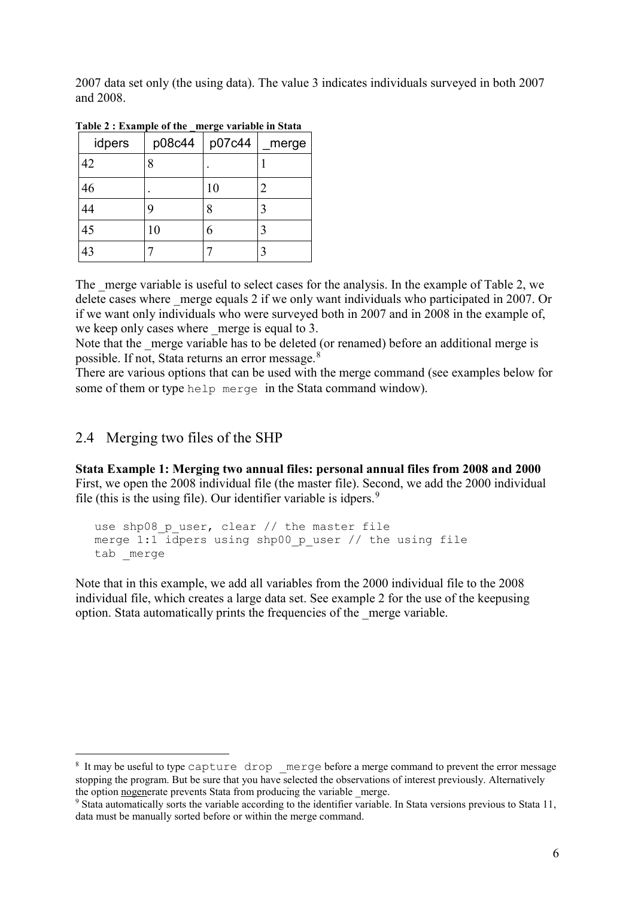2007 data set only (the using data). The value 3 indicates individuals surveyed in both 2007 and 2008.

**Table 2 : Example of the _merge variable in Stata**

| idpers | p08c44 | p07c44 | _merge |
|---|---|---|---|
| 42 | 8 | . | 1 |
| 46 | . | 10 | 2 |
| 44 | 9 | 8 | 3 |
| 45 | 10 | 6 | 3 |
| 43 | 7 | 7 | 3 |

The _merge variable is useful to select cases for the analysis. In the example of Table 2, we delete cases where _merge equals 2 if we only want individuals who participated in 2007. Or if we want only individuals who were surveyed both in 2007 and in 2008 in the example of, we keep only cases where _merge is equal to 3.

Note that the _merge variable has to be deleted (or renamed) before an additional merge is possible. If not, Stata returns an error message.[8]

There are various options that can be used with the merge command (see examples below for some of them or type `help merge` in the Stata command window).

## 2.4 Merging two files of the SHP

**Stata Example 1: Merging two annual files: personal annual files from 2008 and 2000**

First, we open the 2008 individual file (the master file). Second, we add the 2000 individual file (this is the using file). Our identifier variable is idpers.[9]

```
use shp08_p_user, clear // the master file
merge 1:1 idpers using shp00_p_user // the using file
tab _merge
```

Note that in this example, we add all variables from the 2000 individual file to the 2008 individual file, which creates a large data set. See example 2 for the use of the keepusing option. Stata automatically prints the frequencies of the _merge variable.

---

[8] It may be useful to type `capture drop _merge` before a merge command to prevent the error message stopping the program. But be sure that you have selected the observations of interest previously. Alternatively the option nogenerate prevents Stata from producing the variable _merge.

[9] Stata automatically sorts the variable according to the identifier variable. In Stata versions previous to Stata 11, data must be manually sorted before or within the merge command.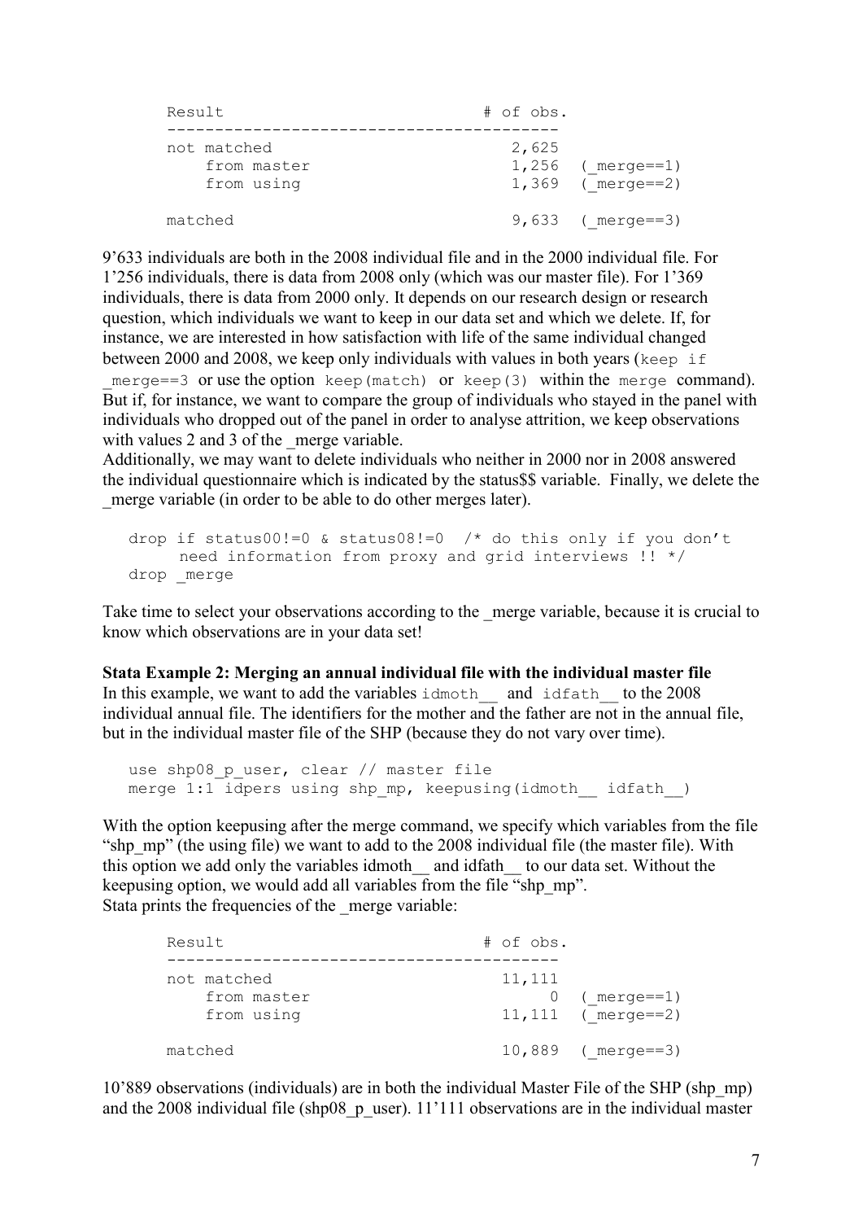```
Result                            # of obs.
-----------------------------------------
not matched                           2,625
    from master                       1,256  (_merge==1)
    from using                        1,369  (_merge==2)

matched                               9,633  (_merge==3)
```

9'633 individuals are both in the 2008 individual file and in the 2000 individual file. For 1'256 individuals, there is data from 2008 only (which was our master file). For 1'369 individuals, there is data from 2000 only. It depends on our research design or research question, which individuals we want to keep in our data set and which we delete. If, for instance, we are interested in how satisfaction with life of the same individual changed between 2000 and 2008, we keep only individuals with values in both years (`keep if _merge==3` or use the option `keep(match)` or `keep(3)` within the `merge` command). But if, for instance, we want to compare the group of individuals who stayed in the panel with individuals who dropped out of the panel in order to analyse attrition, we keep observations with values 2 and 3 of the _merge variable.
Additionally, we may want to delete individuals who neither in 2000 nor in 2008 answered the individual questionnaire which is indicated by the status$$ variable. Finally, we delete the _merge variable (in order to be able to do other merges later).

```
drop if status00!=0 & status08!=0  /* do this only if you don't
     need information from proxy and grid interviews !! */
drop _merge
```

Take time to select your observations according to the _merge variable, because it is crucial to know which observations are in your data set!

**Stata Example 2: Merging an annual individual file with the individual master file**
In this example, we want to add the variables `idmoth__` and `idfath__` to the 2008 individual annual file. The identifiers for the mother and the father are not in the annual file, but in the individual master file of the SHP (because they do not vary over time).

```
use shp08_p_user, clear // master file
merge 1:1 idpers using shp_mp, keepusing(idmoth__ idfath__)
```

With the option keepusing after the merge command, we specify which variables from the file "shp_mp" (the using file) we want to add to the 2008 individual file (the master file). With this option we add only the variables idmoth__ and idfath__ to our data set. Without the keepusing option, we would add all variables from the file "shp_mp".
Stata prints the frequencies of the _merge variable:

```
Result                            # of obs.
-----------------------------------------
not matched                          11,111
    from master                           0  (_merge==1)
    from using                       11,111  (_merge==2)

matched                              10,889  (_merge==3)
```

10'889 observations (individuals) are in both the individual Master File of the SHP (shp_mp) and the 2008 individual file (shp08_p_user). 11'111 observations are in the individual master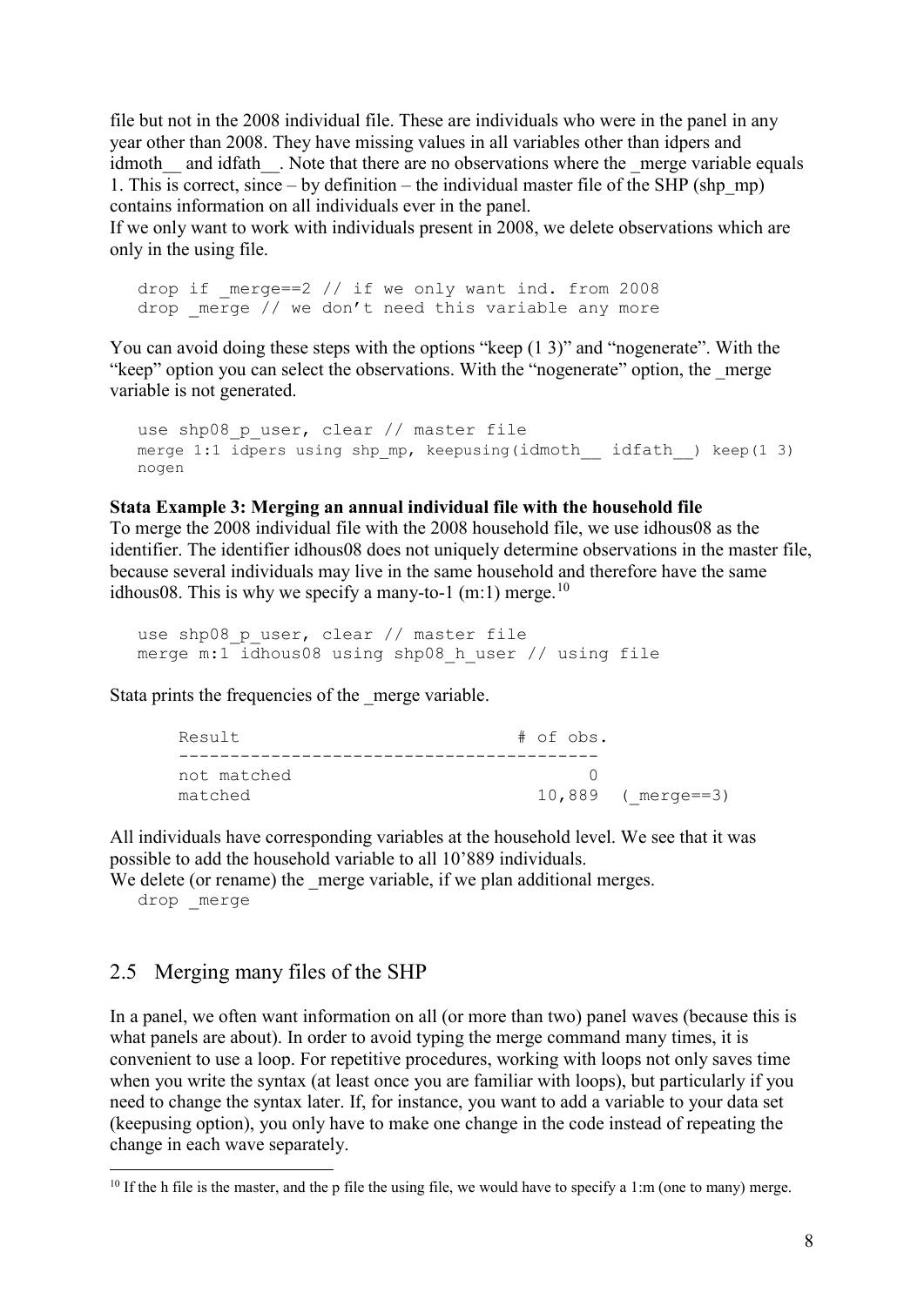file but not in the 2008 individual file. These are individuals who were in the panel in any year other than 2008. They have missing values in all variables other than idpers and idmoth__ and idfath__. Note that there are no observations where the _merge variable equals 1. This is correct, since – by definition – the individual master file of the SHP (shp_mp) contains information on all individuals ever in the panel.
If we only want to work with individuals present in 2008, we delete observations which are only in the using file.

```
drop if _merge==2 // if we only want ind. from 2008
drop _merge // we don't need this variable any more
```

You can avoid doing these steps with the options "keep (1 3)" and "nogenerate". With the "keep" option you can select the observations. With the "nogenerate" option, the _merge variable is not generated.

```
use shp08_p_user, clear // master file
merge 1:1 idpers using shp_mp, keepusing(idmoth__ idfath__) keep(1 3)
nogen
```

**Stata Example 3: Merging an annual individual file with the household file**
To merge the 2008 individual file with the 2008 household file, we use idhous08 as the identifier. The identifier idhous08 does not uniquely determine observations in the master file, because several individuals may live in the same household and therefore have the same idhous08. This is why we specify a many-to-1 (m:1) merge.[10]

```
use shp08_p_user, clear // master file
merge m:1 idhous08 using shp08_h_user // using file
```

Stata prints the frequencies of the _merge variable.

```
Result                           # of obs.
-----------------------------------------
not matched                             0
matched                            10,889  (_merge==3)
```

All individuals have corresponding variables at the household level. We see that it was possible to add the household variable to all 10'889 individuals.
We delete (or rename) the _merge variable, if we plan additional merges.

```
drop _merge
```

## 2.5 Merging many files of the SHP

In a panel, we often want information on all (or more than two) panel waves (because this is what panels are about). In order to avoid typing the merge command many times, it is convenient to use a loop. For repetitive procedures, working with loops not only saves time when you write the syntax (at least once you are familiar with loops), but particularly if you need to change the syntax later. If, for instance, you want to add a variable to your data set (keepusing option), you only have to make one change in the code instead of repeating the change in each wave separately.

---

[10] If the h file is the master, and the p file the using file, we would have to specify a 1:m (one to many) merge.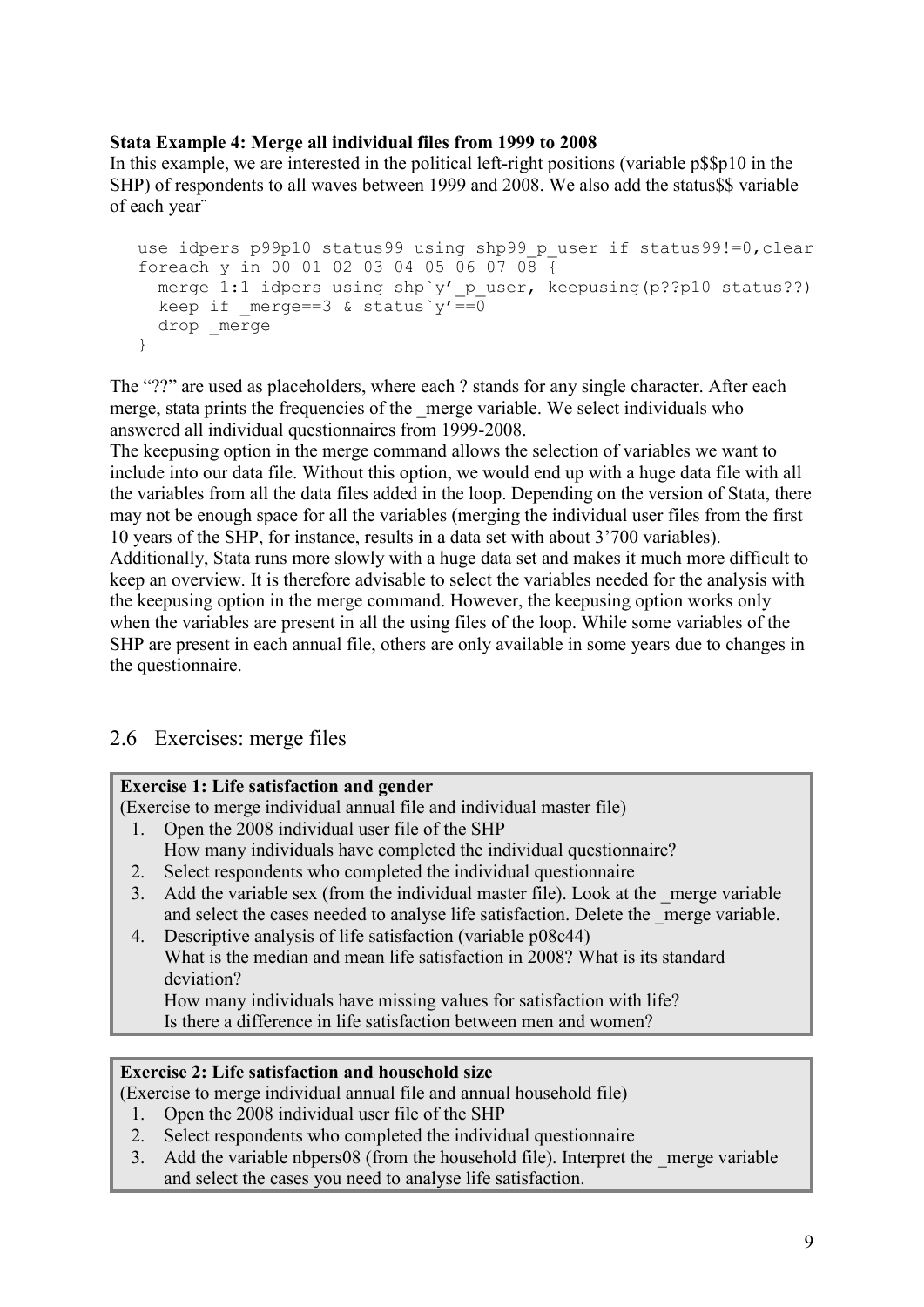**Stata Example 4: Merge all individual files from 1999 to 2008**

In this example, we are interested in the political left-right positions (variable p$$p10 in the SHP) of respondents to all waves between 1999 and 2008. We also add the status$$ variable of each year¨

```
use idpers p99p10 status99 using shp99_p_user if status99!=0,clear
foreach y in 00 01 02 03 04 05 06 07 08 {
  merge 1:1 idpers using shp`y'_p_user, keepusing(p??p10 status??)
  keep if _merge==3 & status`y'==0
  drop _merge
}
```

The "??" are used as placeholders, where each ? stands for any single character. After each merge, stata prints the frequencies of the _merge variable. We select individuals who answered all individual questionnaires from 1999-2008.

The keepusing option in the merge command allows the selection of variables we want to include into our data file. Without this option, we would end up with a huge data file with all the variables from all the data files added in the loop. Depending on the version of Stata, there may not be enough space for all the variables (merging the individual user files from the first 10 years of the SHP, for instance, results in a data set with about 3'700 variables). Additionally, Stata runs more slowly with a huge data set and makes it much more difficult to keep an overview. It is therefore advisable to select the variables needed for the analysis with the keepusing option in the merge command. However, the keepusing option works only when the variables are present in all the using files of the loop. While some variables of the SHP are present in each annual file, others are only available in some years due to changes in the questionnaire.

## 2.6 Exercises: merge files

**Exercise 1: Life satisfaction and gender**

(Exercise to merge individual annual file and individual master file)

1. Open the 2008 individual user file of the SHP
   How many individuals have completed the individual questionnaire?
2. Select respondents who completed the individual questionnaire
3. Add the variable sex (from the individual master file). Look at the _merge variable and select the cases needed to analyse life satisfaction. Delete the _merge variable.
4. Descriptive analysis of life satisfaction (variable p08c44)
   What is the median and mean life satisfaction in 2008? What is its standard deviation?
   How many individuals have missing values for satisfaction with life?
   Is there a difference in life satisfaction between men and women?

**Exercise 2: Life satisfaction and household size**

(Exercise to merge individual annual file and annual household file)

1. Open the 2008 individual user file of the SHP
2. Select respondents who completed the individual questionnaire
3. Add the variable nbpers08 (from the household file). Interpret the _merge variable and select the cases you need to analyse life satisfaction.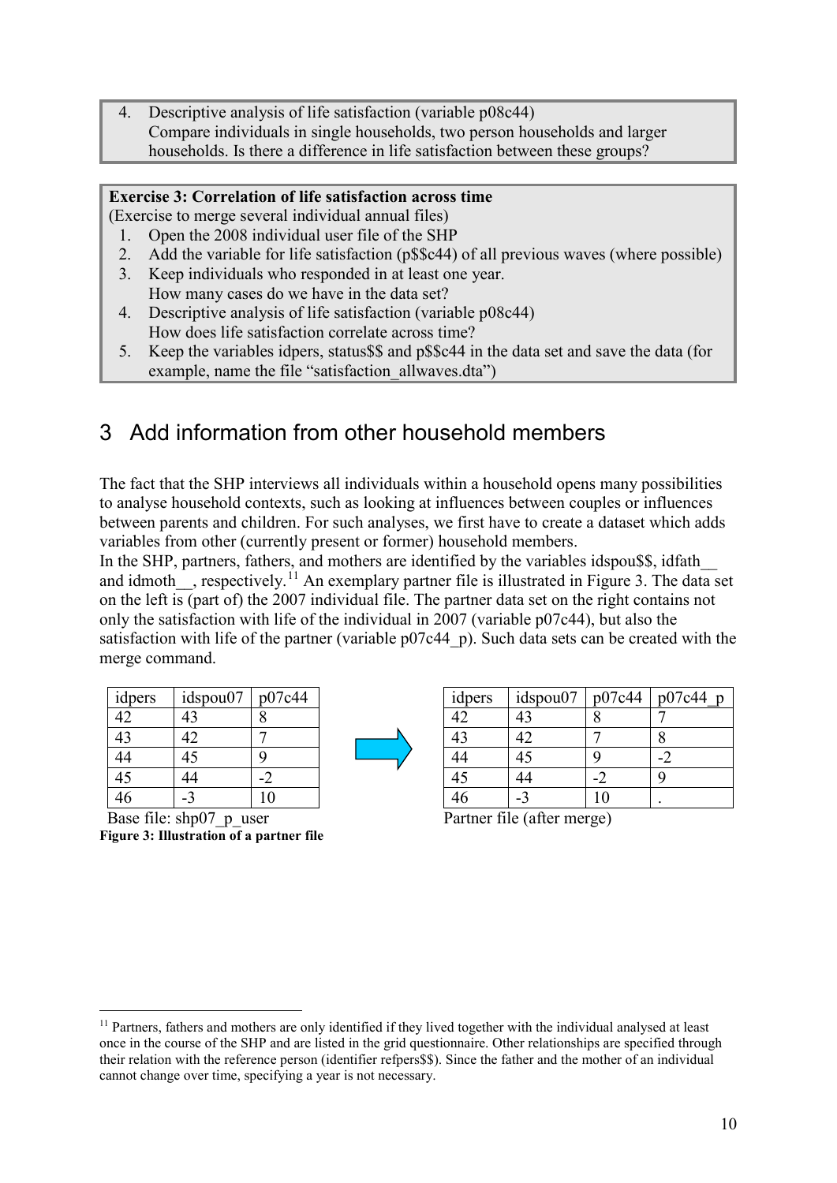4. Descriptive analysis of life satisfaction (variable p08c44)
   Compare individuals in single households, two person households and larger households. Is there a difference in life satisfaction between these groups?

**Exercise 3: Correlation of life satisfaction across time**
(Exercise to merge several individual annual files)

1. Open the 2008 individual user file of the SHP
2. Add the variable for life satisfaction (p$$c44) of all previous waves (where possible)
3. Keep individuals who responded in at least one year.
   How many cases do we have in the data set?
4. Descriptive analysis of life satisfaction (variable p08c44)
   How does life satisfaction correlate across time?
5. Keep the variables idpers, status$$ and p$$c44 in the data set and save the data (for example, name the file "satisfaction_allwaves.dta")

# 3 Add information from other household members

The fact that the SHP interviews all individuals within a household opens many possibilities to analyse household contexts, such as looking at influences between couples or influences between parents and children. For such analyses, we first have to create a dataset which adds variables from other (currently present or former) household members.
In the SHP, partners, fathers, and mothers are identified by the variables idspou$$, idfath__ and idmoth__, respectively.[11] An exemplary partner file is illustrated in Figure 3. The data set on the left is (part of) the 2007 individual file. The partner data set on the right contains not only the satisfaction with life of the individual in 2007 (variable p07c44), but also the satisfaction with life of the partner (variable p07c44_p). Such data sets can be created with the merge command.

| idpers | idspou07 | p07c44 |
|---|---|---|
| 42 | 43 | 8 |
| 43 | 42 | 7 |
| 44 | 45 | 9 |
| 45 | 44 | -2 |
| 46 | -3 | 10 |

Base file: shp07_p_user

| idpers | idspou07 | p07c44 | p07c44_p |
|---|---|---|---|
| 42 | 43 | 8 | 7 |
| 43 | 42 | 7 | 8 |
| 44 | 45 | 9 | -2 |
| 45 | 44 | -2 | 9 |
| 46 | -3 | 10 | . |

Partner file (after merge)

**Figure 3: Illustration of a partner file**

[11] Partners, fathers and mothers are only identified if they lived together with the individual analysed at least once in the course of the SHP and are listed in the grid questionnaire. Other relationships are specified through their relation with the reference person (identifier refpers$$). Since the father and the mother of an individual cannot change over time, specifying a year is not necessary.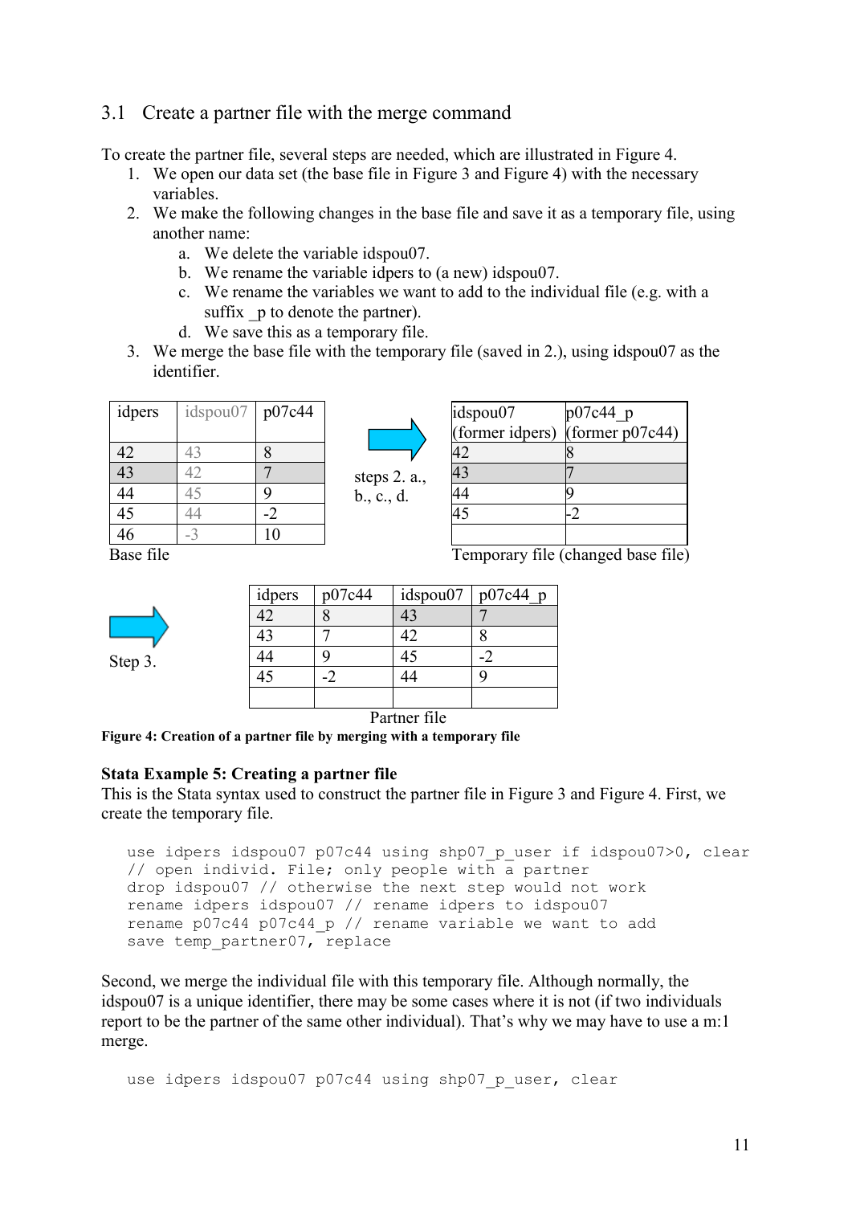## 3.1 Create a partner file with the merge command

To create the partner file, several steps are needed, which are illustrated in Figure 4.

1. We open our data set (the base file in Figure 3 and Figure 4) with the necessary variables.
2. We make the following changes in the base file and save it as a temporary file, using another name:
   a. We delete the variable idspou07.
   b. We rename the variable idpers to (a new) idspou07.
   c. We rename the variables we want to add to the individual file (e.g. with a suffix _p to denote the partner).
   d. We save this as a temporary file.
3. We merge the base file with the temporary file (saved in 2.), using idspou07 as the identifier.

| idpers | idspou07 | p07c44 |
|---|---|---|
| 42 | 43 | 8 |
| 43 | 42 | 7 |
| 44 | 45 | 9 |
| 45 | 44 | -2 |
| 46 | -3 | 10 |

Base file

steps 2. a., b., c., d.

| idspou07 (former idpers) | p07c44_p (former p07c44) |
|---|---|
| 42 | 8 |
| 43 | 7 |
| 44 | 9 |
| 45 | -2 |
| | |

Temporary file (changed base file)

Step 3.

| idpers | p07c44 | idspou07 | p07c44_p |
|---|---|---|---|
| 42 | 8 | 43 | 7 |
| 43 | 7 | 42 | 8 |
| 44 | 9 | 45 | -2 |
| 45 | -2 | 44 | 9 |
| | | | |

Partner file

**Figure 4: Creation of a partner file by merging with a temporary file**

**Stata Example 5: Creating a partner file**

This is the Stata syntax used to construct the partner file in Figure 3 and Figure 4. First, we create the temporary file.

```
use idpers idspou07 p07c44 using shp07_p_user if idspou07>0, clear
// open individ. File; only people with a partner
drop idspou07 // otherwise the next step would not work
rename idpers idspou07 // rename idpers to idspou07
rename p07c44 p07c44_p // rename variable we want to add
save temp_partner07, replace
```

Second, we merge the individual file with this temporary file. Although normally, the idspou07 is a unique identifier, there may be some cases where it is not (if two individuals report to be the partner of the same other individual). That's why we may have to use a m:1 merge.

```
use idpers idspou07 p07c44 using shp07_p_user, clear
```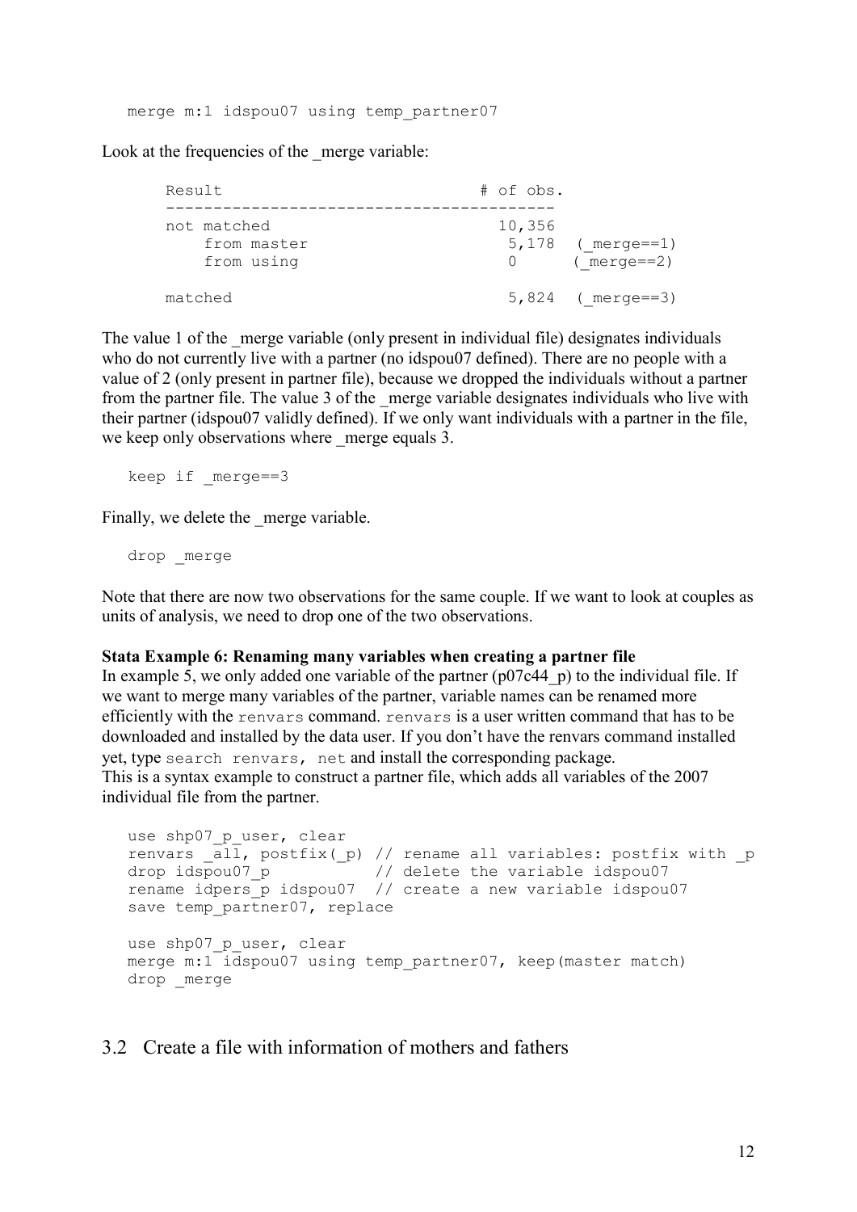```
merge m:1 idspou07 using temp_partner07
```

Look at the frequencies of the _merge variable:

```
Result                              # of obs.
-----------------------------------------
not matched                          10,356
    from master                       5,178  (_merge==1)
    from using                        0      (_merge==2)

matched                               5,824  (_merge==3)
```

The value 1 of the _merge variable (only present in individual file) designates individuals who do not currently live with a partner (no idspou07 defined). There are no people with a value of 2 (only present in partner file), because we dropped the individuals without a partner from the partner file. The value 3 of the _merge variable designates individuals who live with their partner (idspou07 validly defined). If we only want individuals with a partner in the file, we keep only observations where _merge equals 3.

```
keep if _merge==3
```

Finally, we delete the _merge variable.

```
drop _merge
```

Note that there are now two observations for the same couple. If we want to look at couples as units of analysis, we need to drop one of the two observations.

**Stata Example 6: Renaming many variables when creating a partner file**

In example 5, we only added one variable of the partner (p07c44_p) to the individual file. If we want to merge many variables of the partner, variable names can be renamed more efficiently with the `renvars` command. `renvars` is a user written command that has to be downloaded and installed by the data user. If you don't have the renvars command installed yet, type `search renvars, net` and install the corresponding package.
This is a syntax example to construct a partner file, which adds all variables of the 2007 individual file from the partner.

```
use shp07_p_user, clear
renvars _all, postfix(_p) // rename all variables: postfix with _p
drop idspou07_p           // delete the variable idspou07
rename idpers_p idspou07  // create a new variable idspou07
save temp_partner07, replace

use shp07_p_user, clear
merge m:1 idspou07 using temp_partner07, keep(master match)
drop _merge
```

## 3.2 Create a file with information of mothers and fathers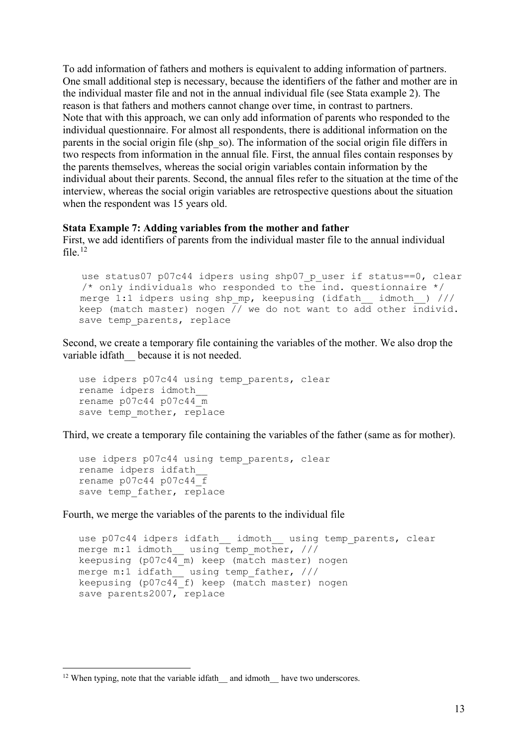To add information of fathers and mothers is equivalent to adding information of partners. One small additional step is necessary, because the identifiers of the father and mother are in the individual master file and not in the annual individual file (see Stata example 2). The reason is that fathers and mothers cannot change over time, in contrast to partners. Note that with this approach, we can only add information of parents who responded to the individual questionnaire. For almost all respondents, there is additional information on the parents in the social origin file (shp_so). The information of the social origin file differs in two respects from information in the annual file. First, the annual files contain responses by the parents themselves, whereas the social origin variables contain information by the individual about their parents. Second, the annual files refer to the situation at the time of the interview, whereas the social origin variables are retrospective questions about the situation when the respondent was 15 years old.

**Stata Example 7: Adding variables from the mother and father**

First, we add identifiers of parents from the individual master file to the annual individual file.[12]

```
use status07 p07c44 idpers using shp07_p_user if status==0, clear
/* only individuals who responded to the ind. questionnaire */
merge 1:1 idpers using shp_mp, keepusing (idfath__ idmoth__) ///
keep (match master) nogen // we do not want to add other individ.
save temp_parents, replace
```

Second, we create a temporary file containing the variables of the mother. We also drop the variable idfath__ because it is not needed.

```
use idpers p07c44 using temp_parents, clear
rename idpers idmoth__
rename p07c44 p07c44_m
save temp_mother, replace
```

Third, we create a temporary file containing the variables of the father (same as for mother).

```
use idpers p07c44 using temp_parents, clear
rename idpers idfath__
rename p07c44 p07c44_f
save temp_father, replace
```

Fourth, we merge the variables of the parents to the individual file

```
use p07c44 idpers idfath__ idmoth__ using temp_parents, clear
merge m:1 idmoth__ using temp_mother, ///
keepusing (p07c44_m) keep (match master) nogen
merge m:1 idfath__ using temp_father, ///
keepusing (p07c44_f) keep (match master) nogen
save parents2007, replace
```

[12] When typing, note that the variable idfath__ and idmoth__ have two underscores.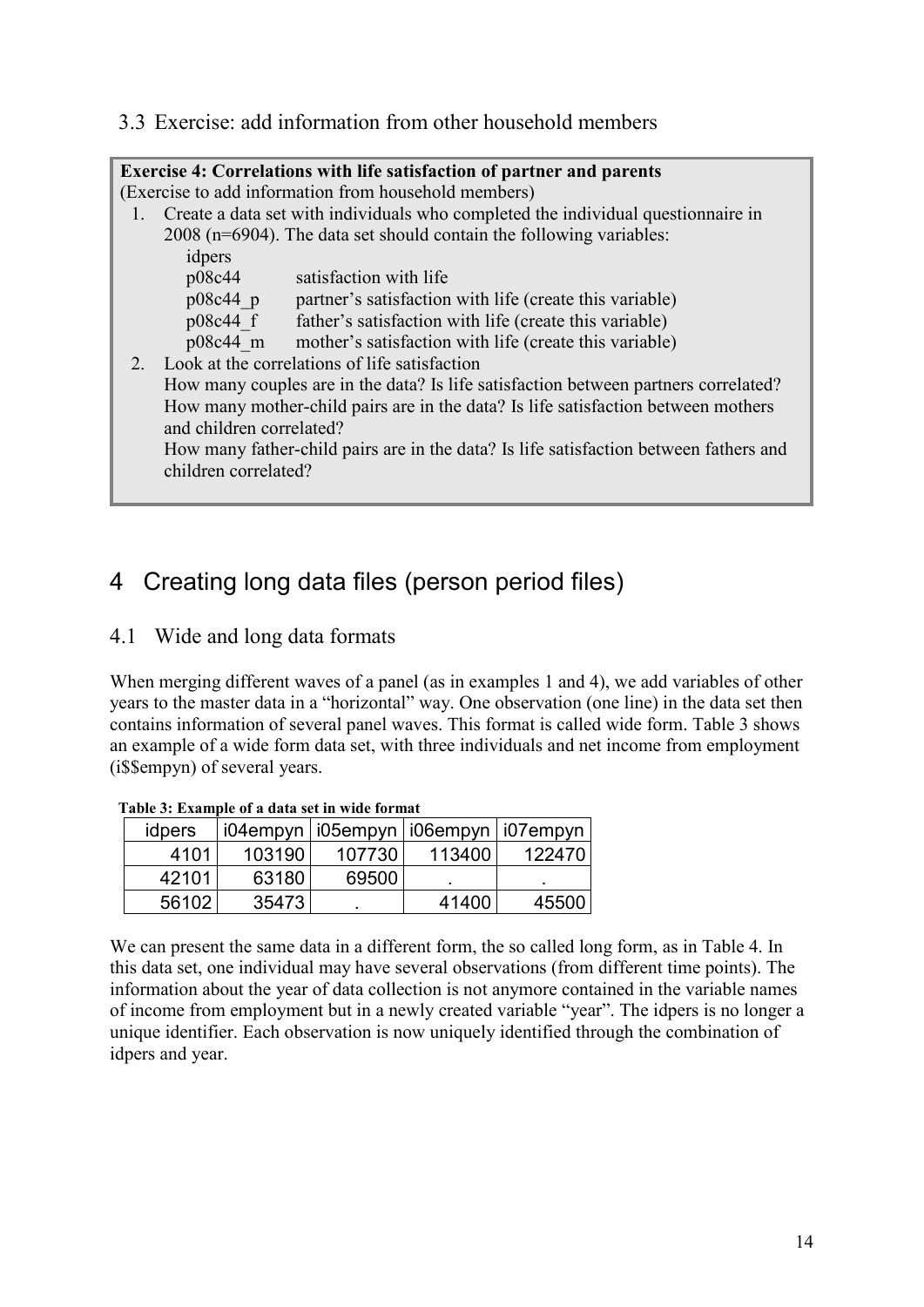## 3.3 Exercise: add information from other household members

**Exercise 4: Correlations with life satisfaction of partner and parents**
(Exercise to add information from household members)

1. Create a data set with individuals who completed the individual questionnaire in 2008 (n=6904). The data set should contain the following variables:
   - idpers
   - p08c44 satisfaction with life
   - p08c44_p partner's satisfaction with life (create this variable)
   - p08c44_f father's satisfaction with life (create this variable)
   - p08c44_m mother's satisfaction with life (create this variable)
2. Look at the correlations of life satisfaction
   How many couples are in the data? Is life satisfaction between partners correlated?
   How many mother-child pairs are in the data? Is life satisfaction between mothers and children correlated?
   How many father-child pairs are in the data? Is life satisfaction between fathers and children correlated?

# 4 Creating long data files (person period files)

## 4.1 Wide and long data formats

When merging different waves of a panel (as in examples 1 and 4), we add variables of other years to the master data in a "horizontal" way. One observation (one line) in the data set then contains information of several panel waves. This format is called wide form. Table 3 shows an example of a wide form data set, with three individuals and net income from employment (i$$empyn) of several years.

**Table 3: Example of a data set in wide format**

| idpers | i04empyn | i05empyn | i06empyn | i07empyn |
|---|---|---|---|---|
| 4101 | 103190 | 107730 | 113400 | 122470 |
| 42101 | 63180 | 69500 | . | . |
| 56102 | 35473 | . | 41400 | 45500 |

We can present the same data in a different form, the so called long form, as in Table 4. In this data set, one individual may have several observations (from different time points). The information about the year of data collection is not anymore contained in the variable names of income from employment but in a newly created variable "year". The idpers is no longer a unique identifier. Each observation is now uniquely identified through the combination of idpers and year.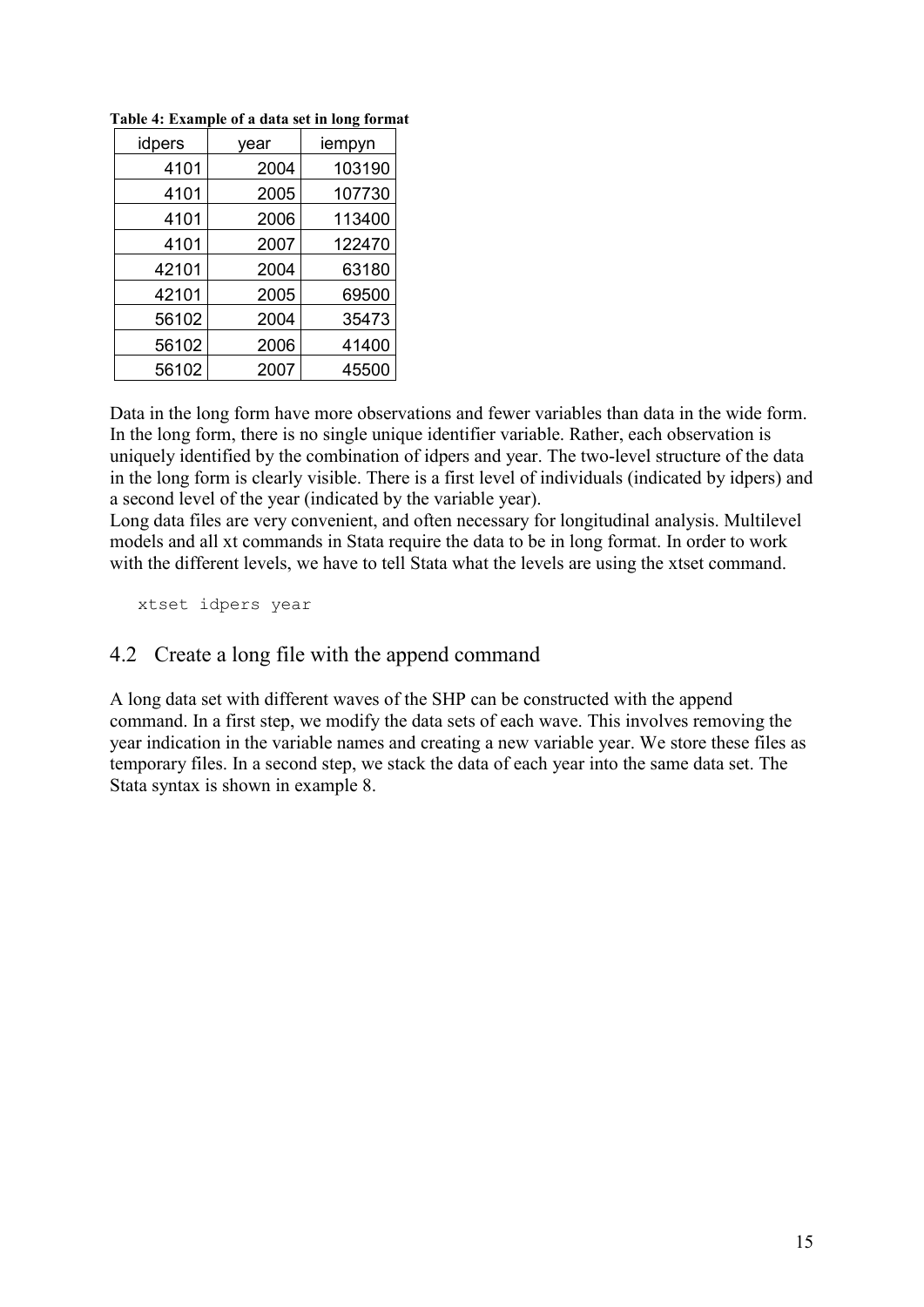**Table 4: Example of a data set in long format**

| idpers | year | iempyn |
|---|---|---|
| 4101 | 2004 | 103190 |
| 4101 | 2005 | 107730 |
| 4101 | 2006 | 113400 |
| 4101 | 2007 | 122470 |
| 42101 | 2004 | 63180 |
| 42101 | 2005 | 69500 |
| 56102 | 2004 | 35473 |
| 56102 | 2006 | 41400 |
| 56102 | 2007 | 45500 |

Data in the long form have more observations and fewer variables than data in the wide form. In the long form, there is no single unique identifier variable. Rather, each observation is uniquely identified by the combination of idpers and year. The two-level structure of the data in the long form is clearly visible. There is a first level of individuals (indicated by idpers) and a second level of the year (indicated by the variable year).

Long data files are very convenient, and often necessary for longitudinal analysis. Multilevel models and all xt commands in Stata require the data to be in long format. In order to work with the different levels, we have to tell Stata what the levels are using the xtset command.

```
xtset idpers year
```

## 4.2 Create a long file with the append command

A long data set with different waves of the SHP can be constructed with the append command. In a first step, we modify the data sets of each wave. This involves removing the year indication in the variable names and creating a new variable year. We store these files as temporary files. In a second step, we stack the data of each year into the same data set. The Stata syntax is shown in example 8.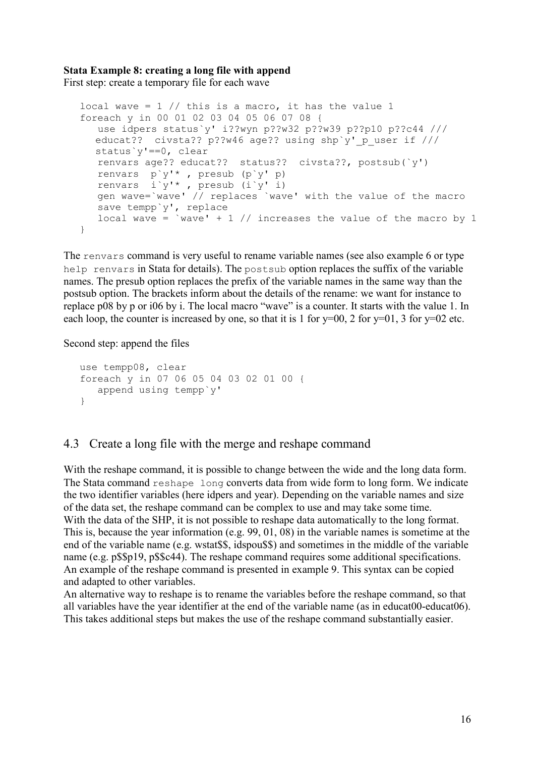**Stata Example 8: creating a long file with append**

First step: create a temporary file for each wave

```
local wave = 1 // this is a macro, it has the value 1
foreach y in 00 01 02 03 04 05 06 07 08 {
   use idpers status`y' i??wyn p??w32 p??w39 p??p10 p??c44 ///
  educat??  civsta?? p??w46 age?? using shp`y'_p_user if ///
  status`y'==0, clear
   renvars age?? educat??  status??  civsta??, postsub(`y')
   renvars  p`y'* , presub (p`y' p)
   renvars  i`y'* , presub (i`y' i)
   gen wave=`wave' // replaces `wave' with the value of the macro
   save tempp`y', replace
   local wave = `wave' + 1 // increases the value of the macro by 1
}
```

The `renvars` command is very useful to rename variable names (see also example 6 or type `help renvars` in Stata for details). The `postsub` option replaces the suffix of the variable names. The presub option replaces the prefix of the variable names in the same way than the postsub option. The brackets inform about the details of the rename: we want for instance to replace p08 by p or i06 by i. The local macro "wave" is a counter. It starts with the value 1. In each loop, the counter is increased by one, so that it is 1 for y=00, 2 for y=01, 3 for y=02 etc.

Second step: append the files

```
use tempp08, clear
foreach y in 07 06 05 04 03 02 01 00 {
   append using tempp`y'
}
```

## 4.3 Create a long file with the merge and reshape command

With the reshape command, it is possible to change between the wide and the long data form. The Stata command `reshape long` converts data from wide form to long form. We indicate the two identifier variables (here idpers and year). Depending on the variable names and size of the data set, the reshape command can be complex to use and may take some time.
With the data of the SHP, it is not possible to reshape data automatically to the long format. This is, because the year information (e.g. 99, 01, 08) in the variable names is sometime at the end of the variable name (e.g. wstat$$, idspou$$) and sometimes in the middle of the variable name (e.g. p$$p19, p$$c44). The reshape command requires some additional specifications. An example of the reshape command is presented in example 9. This syntax can be copied and adapted to other variables.
An alternative way to reshape is to rename the variables before the reshape command, so that all variables have the year identifier at the end of the variable name (as in educat00-educat06). This takes additional steps but makes the use of the reshape command substantially easier.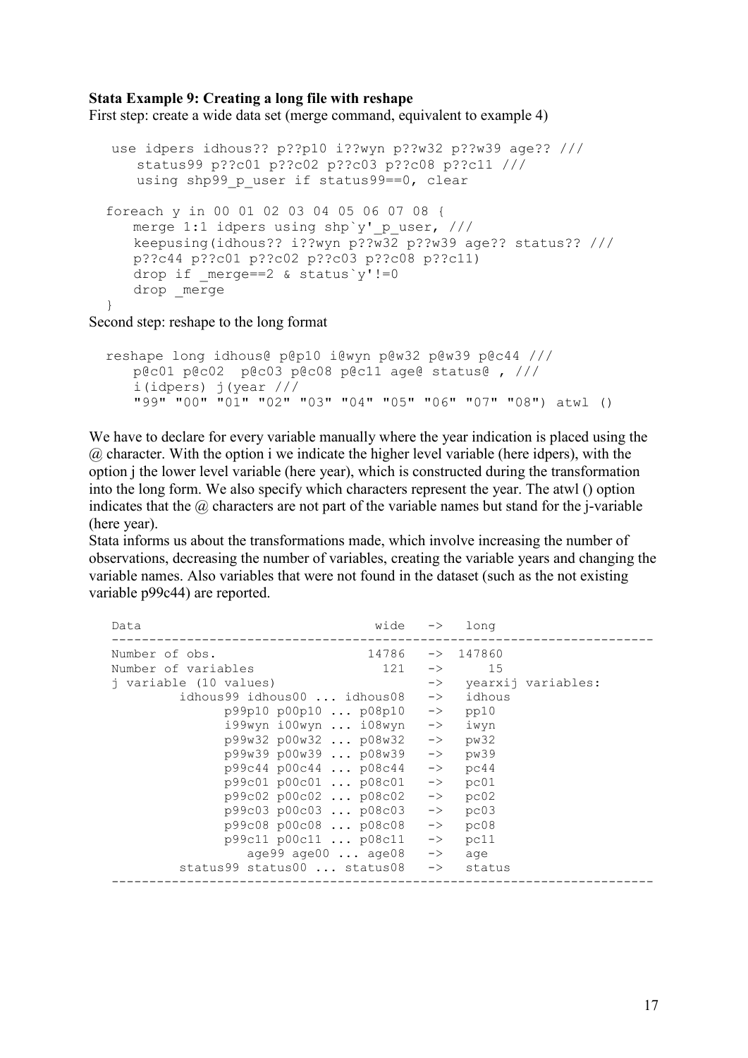**Stata Example 9: Creating a long file with reshape**

First step: create a wide data set (merge command, equivalent to example 4)

```
use idpers idhous?? p??p10 i??wyn p??w32 p??w39 age?? ///
   status99 p??c01 p??c02 p??c03 p??c08 p??c11 ///
   using shp99_p_user if status99==0, clear

foreach y in 00 01 02 03 04 05 06 07 08 {
   merge 1:1 idpers using shp`y'_p_user, ///
   keepusing(idhous?? i??wyn p??w32 p??w39 age?? status?? ///
   p??c44 p??c01 p??c02 p??c03 p??c08 p??c11)
   drop if _merge==2 & status`y'!=0
   drop _merge
}
```

Second step: reshape to the long format

```
reshape long idhous@ p@p10 i@wyn p@w32 p@w39 p@c44 ///
   p@c01 p@c02  p@c03 p@c08 p@c11 age@ status@ , ///
   i(idpers) j(year ///
   "99" "00" "01" "02" "03" "04" "05" "06" "07" "08") atwl ()
```

We have to declare for every variable manually where the year indication is placed using the @ character. With the option i we indicate the higher level variable (here idpers), with the option j the lower level variable (here year), which is constructed during the transformation into the long form. We also specify which characters represent the year. The atwl () option indicates that the @ characters are not part of the variable names but stand for the j-variable (here year).

Stata informs us about the transformations made, which involve increasing the number of observations, decreasing the number of variables, creating the variable years and changing the variable names. Also variables that were not found in the dataset (such as the not existing variable p99c44) are reported.

```
Data                               wide   ->   long
-----------------------------------------------------------------------
Number of obs.                    14786   ->  147860
Number of variables                 121   ->      15
j variable (10 values)                    ->   yearxij variables:
        idhous99 idhous00 ... idhous08    ->   idhous
              p99p10 p00p10 ... p08p10    ->   pp10
              i99wyn i00wyn ... i08wyn    ->   iwyn
              p99w32 p00w32 ... p08w32    ->   pw32
              p99w39 p00w39 ... p08w39    ->   pw39
              p99c44 p00c44 ... p08c44    ->   pc44
              p99c01 p00c01 ... p08c01    ->   pc01
              p99c02 p00c02 ... p08c02    ->   pc02
              p99c03 p00c03 ... p08c03    ->   pc03
              p99c08 p00c08 ... p08c08    ->   pc08
              p99c11 p00c11 ... p08c11    ->   pc11
                 age99 age00 ... age08    ->   age
        status99 status00 ... status08    ->   status
-----------------------------------------------------------------------
```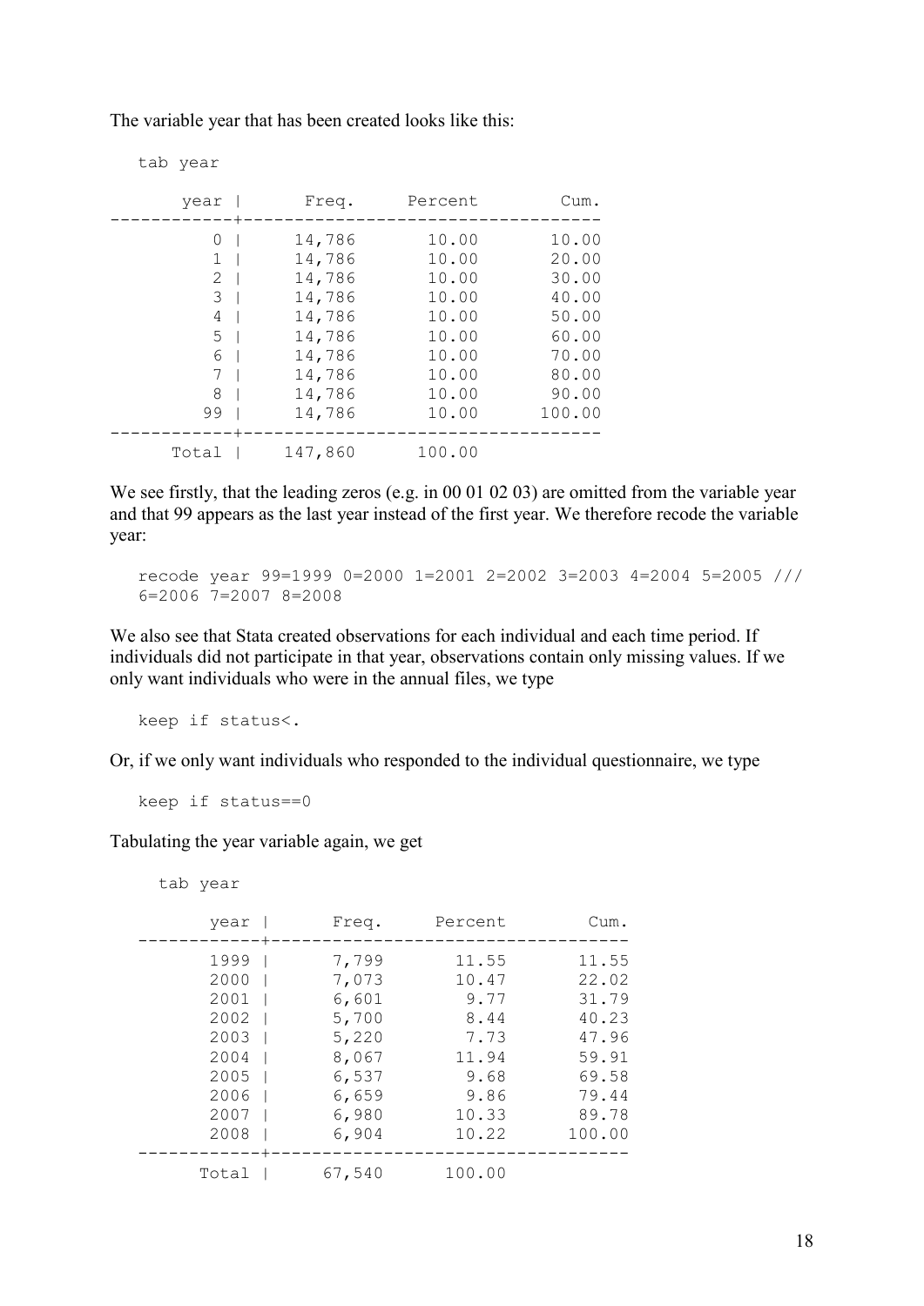The variable year that has been created looks like this:

```
tab year

       year |      Freq.     Percent        Cum.
------------+-----------------------------------
          0 |     14,786       10.00       10.00
          1 |     14,786       10.00       20.00
          2 |     14,786       10.00       30.00
          3 |     14,786       10.00       40.00
          4 |     14,786       10.00       50.00
          5 |     14,786       10.00       60.00
          6 |     14,786       10.00       70.00
          7 |     14,786       10.00       80.00
          8 |     14,786       10.00       90.00
         99 |     14,786       10.00      100.00
------------+-----------------------------------
      Total |    147,860      100.00
```

We see firstly, that the leading zeros (e.g. in 00 01 02 03) are omitted from the variable year and that 99 appears as the last year instead of the first year. We therefore recode the variable year:

```
recode year 99=1999 0=2000 1=2001 2=2002 3=2003 4=2004 5=2005 ///
6=2006 7=2007 8=2008
```

We also see that Stata created observations for each individual and each time period. If individuals did not participate in that year, observations contain only missing values. If we only want individuals who were in the annual files, we type

```
keep if status<.
```

Or, if we only want individuals who responded to the individual questionnaire, we type

```
keep if status==0
```

Tabulating the year variable again, we get

```
tab year

       year |      Freq.     Percent        Cum.
------------+-----------------------------------
       1999 |      7,799       11.55       11.55
       2000 |      7,073       10.47       22.02
       2001 |      6,601        9.77       31.79
       2002 |      5,700        8.44       40.23
       2003 |      5,220        7.73       47.96
       2004 |      8,067       11.94       59.91
       2005 |      6,537        9.68       69.58
       2006 |      6,659        9.86       79.44
       2007 |      6,980       10.33       89.78
       2008 |      6,904       10.22      100.00
------------+-----------------------------------
      Total |     67,540      100.00
```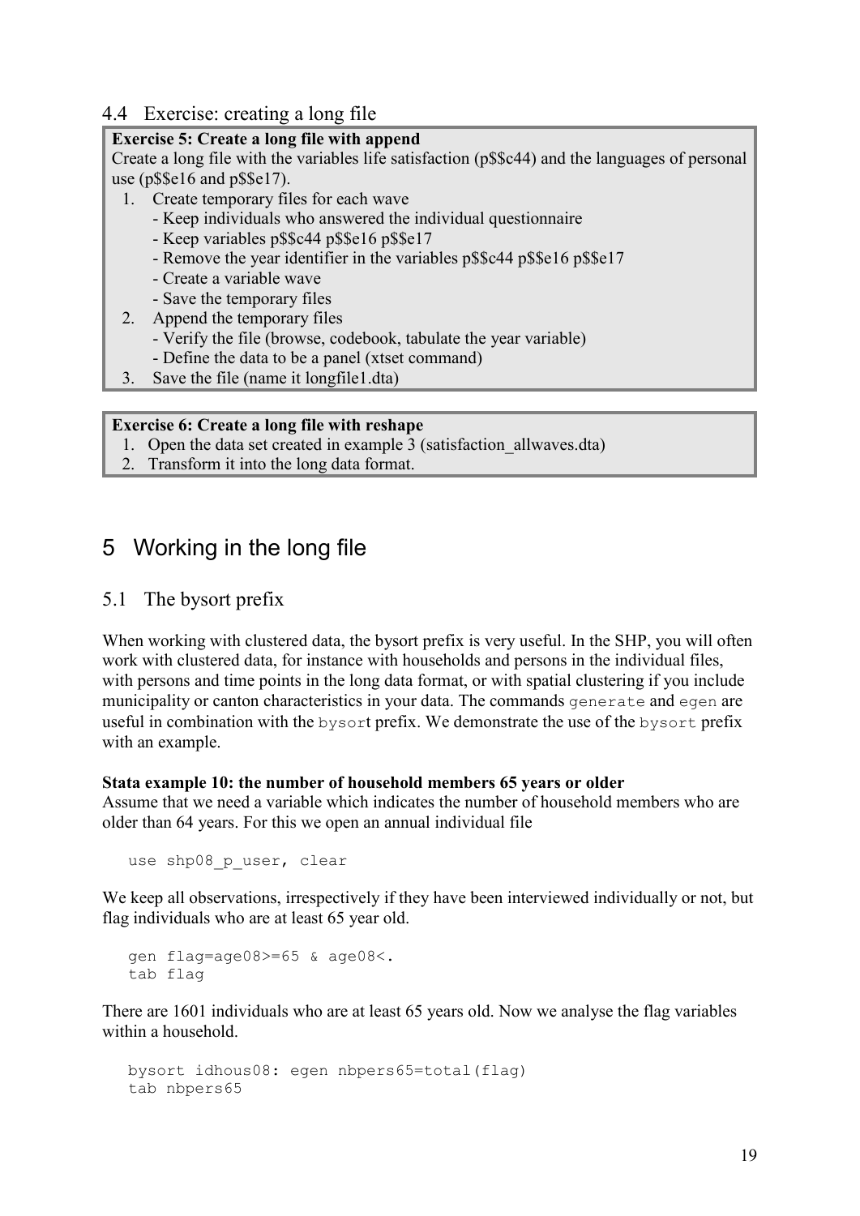## 4.4 Exercise: creating a long file

**Exercise 5: Create a long file with append**
Create a long file with the variables life satisfaction (p$$c44) and the languages of personal use (p$$e16 and p$$e17).

1. Create temporary files for each wave
   - Keep individuals who answered the individual questionnaire
   - Keep variables p$$c44 p$$e16 p$$e17
   - Remove the year identifier in the variables p$$c44 p$$e16 p$$e17
   - Create a variable wave
   - Save the temporary files
2. Append the temporary files
   - Verify the file (browse, codebook, tabulate the year variable)
   - Define the data to be a panel (xtset command)
3. Save the file (name it longfile1.dta)

**Exercise 6: Create a long file with reshape**

1. Open the data set created in example 3 (satisfaction_allwaves.dta)
2. Transform it into the long data format.

# 5 Working in the long file

## 5.1 The bysort prefix

When working with clustered data, the bysort prefix is very useful. In the SHP, you will often work with clustered data, for instance with households and persons in the individual files, with persons and time points in the long data format, or with spatial clustering if you include municipality or canton characteristics in your data. The commands `generate` and `egen` are useful in combination with the `bysort` prefix. We demonstrate the use of the `bysort` prefix with an example.

**Stata example 10: the number of household members 65 years or older**
Assume that we need a variable which indicates the number of household members who are older than 64 years. For this we open an annual individual file

```
use shp08_p_user, clear
```

We keep all observations, irrespectively if they have been interviewed individually or not, but flag individuals who are at least 65 year old.

```
gen flag=age08>=65 & age08<.
tab flag
```

There are 1601 individuals who are at least 65 years old. Now we analyse the flag variables within a household.

```
bysort idhous08: egen nbpers65=total(flag)
tab nbpers65
```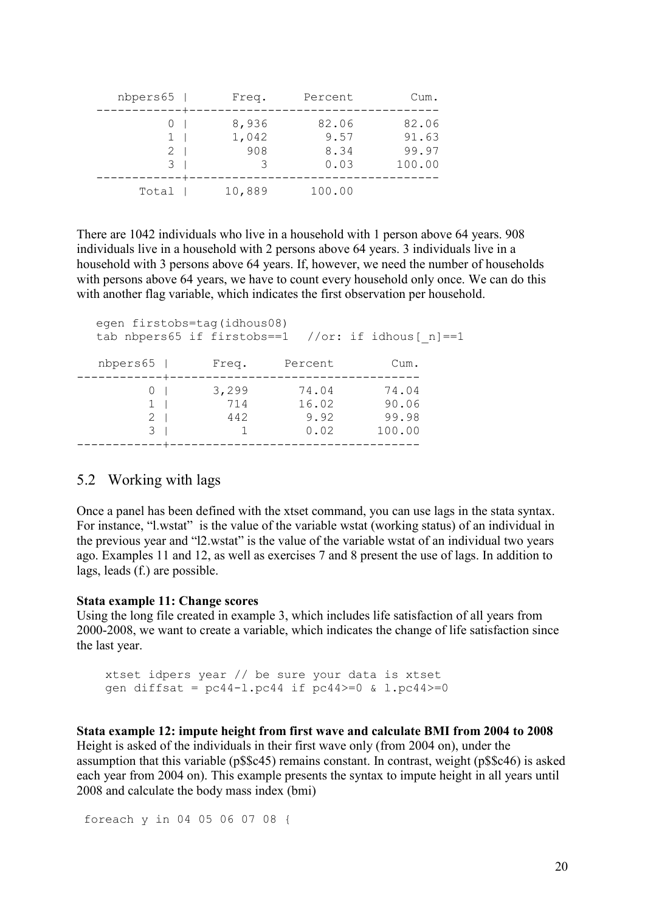```
    nbpers65 |      Freq.     Percent        Cum.
------------+-----------------------------------
          0 |      8,936       82.06       82.06
          1 |      1,042        9.57       91.63
          2 |        908        8.34       99.97
          3 |          3        0.03      100.00
------------+-----------------------------------
      Total |     10,889      100.00
```

There are 1042 individuals who live in a household with 1 person above 64 years. 908 individuals live in a household with 2 persons above 64 years. 3 individuals live in a household with 3 persons above 64 years. If, however, we need the number of households with persons above 64 years, we have to count every household only once. We can do this with another flag variable, which indicates the first observation per household.

```
egen firstobs=tag(idhous08)
tab nbpers65 if firstobs==1   //or: if idhous[_n]==1

   nbpers65 |      Freq.     Percent        Cum.
------------+-----------------------------------
          0 |      3,299       74.04       74.04
          1 |        714       16.02       90.06
          2 |        442        9.92       99.98
          3 |          1        0.02      100.00
------------+-----------------------------------
```

## 5.2 Working with lags

Once a panel has been defined with the xtset command, you can use lags in the stata syntax. For instance, "l.wstat" is the value of the variable wstat (working status) of an individual in the previous year and "l2.wstat" is the value of the variable wstat of an individual two years ago. Examples 11 and 12, as well as exercises 7 and 8 present the use of lags. In addition to lags, leads (f.) are possible.

**Stata example 11: Change scores**

Using the long file created in example 3, which includes life satisfaction of all years from 2000-2008, we want to create a variable, which indicates the change of life satisfaction since the last year.

```
xtset idpers year // be sure your data is xtset
gen diffsat = pc44-l.pc44 if pc44>=0 & l.pc44>=0
```

**Stata example 12: impute height from first wave and calculate BMI from 2004 to 2008**

Height is asked of the individuals in their first wave only (from 2004 on), under the assumption that this variable (p$$c45) remains constant. In contrast, weight (p$$c46) is asked each year from 2004 on). This example presents the syntax to impute height in all years until 2008 and calculate the body mass index (bmi)

```
foreach y in 04 05 06 07 08 {
```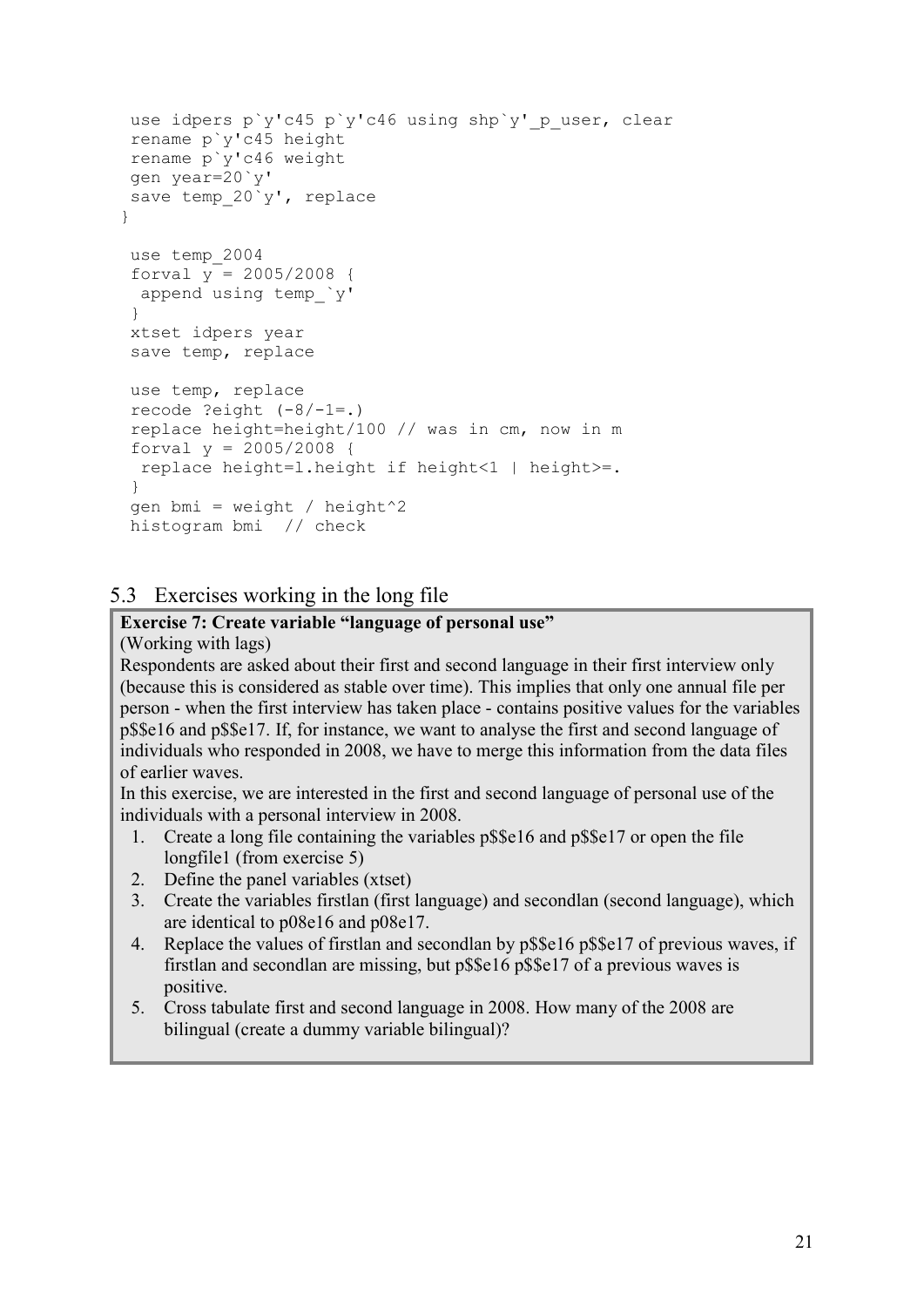```
 use idpers p`y'c45 p`y'c46 using shp`y'_p_user, clear
 rename p`y'c45 height
 rename p`y'c46 weight
 gen year=20`y'
 save temp_20`y', replace
}

 use temp_2004
 forval y = 2005/2008 {
  append using temp_`y'
 }
 xtset idpers year
 save temp, replace

 use temp, replace
 recode ?eight (-8/-1=.)
 replace height=height/100 // was in cm, now in m
 forval y = 2005/2008 {
  replace height=l.height if height<1 | height>=.
 }
 gen bmi = weight / height^2
 histogram bmi  // check
```

## 5.3 Exercises working in the long file

**Exercise 7: Create variable "language of personal use"**

(Working with lags)

Respondents are asked about their first and second language in their first interview only (because this is considered as stable over time). This implies that only one annual file per person - when the first interview has taken place - contains positive values for the variables p$$e16 and p$$e17. If, for instance, we want to analyse the first and second language of individuals who responded in 2008, we have to merge this information from the data files of earlier waves.

In this exercise, we are interested in the first and second language of personal use of the individuals with a personal interview in 2008.

1. Create a long file containing the variables p$$e16 and p$$e17 or open the file longfile1 (from exercise 5)
2. Define the panel variables (xtset)
3. Create the variables firstlan (first language) and secondlan (second language), which are identical to p08e16 and p08e17.
4. Replace the values of firstlan and secondlan by p$$e16 p$$e17 of previous waves, if firstlan and secondlan are missing, but p$$e16 p$$e17 of a previous waves is positive.
5. Cross tabulate first and second language in 2008. How many of the 2008 are bilingual (create a dummy variable bilingual)?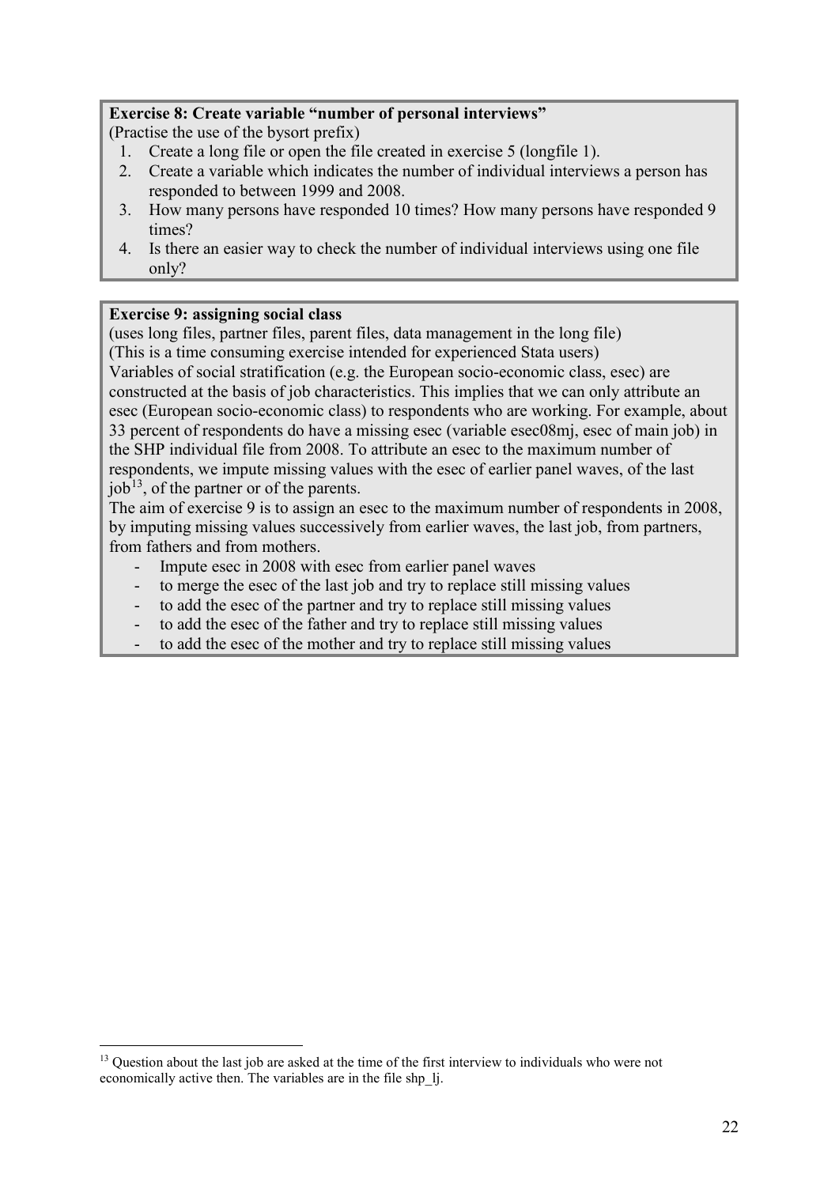**Exercise 8: Create variable "number of personal interviews"**

(Practise the use of the bysort prefix)

1. Create a long file or open the file created in exercise 5 (longfile 1).
2. Create a variable which indicates the number of individual interviews a person has responded to between 1999 and 2008.
3. How many persons have responded 10 times? How many persons have responded 9 times?
4. Is there an easier way to check the number of individual interviews using one file only?

**Exercise 9: assigning social class**

(uses long files, partner files, parent files, data management in the long file)

(This is a time consuming exercise intended for experienced Stata users)

Variables of social stratification (e.g. the European socio-economic class, esec) are constructed at the basis of job characteristics. This implies that we can only attribute an esec (European socio-economic class) to respondents who are working. For example, about 33 percent of respondents do have a missing esec (variable esec08mj, esec of main job) in the SHP individual file from 2008. To attribute an esec to the maximum number of respondents, we impute missing values with the esec of earlier panel waves, of the last job[13], of the partner or of the parents.

The aim of exercise 9 is to assign an esec to the maximum number of respondents in 2008, by imputing missing values successively from earlier waves, the last job, from partners, from fathers and from mothers.

- Impute esec in 2008 with esec from earlier panel waves
- to merge the esec of the last job and try to replace still missing values
- to add the esec of the partner and try to replace still missing values
- to add the esec of the father and try to replace still missing values
- to add the esec of the mother and try to replace still missing values

[13] Question about the last job are asked at the time of the first interview to individuals who were not economically active then. The variables are in the file shp_lj.